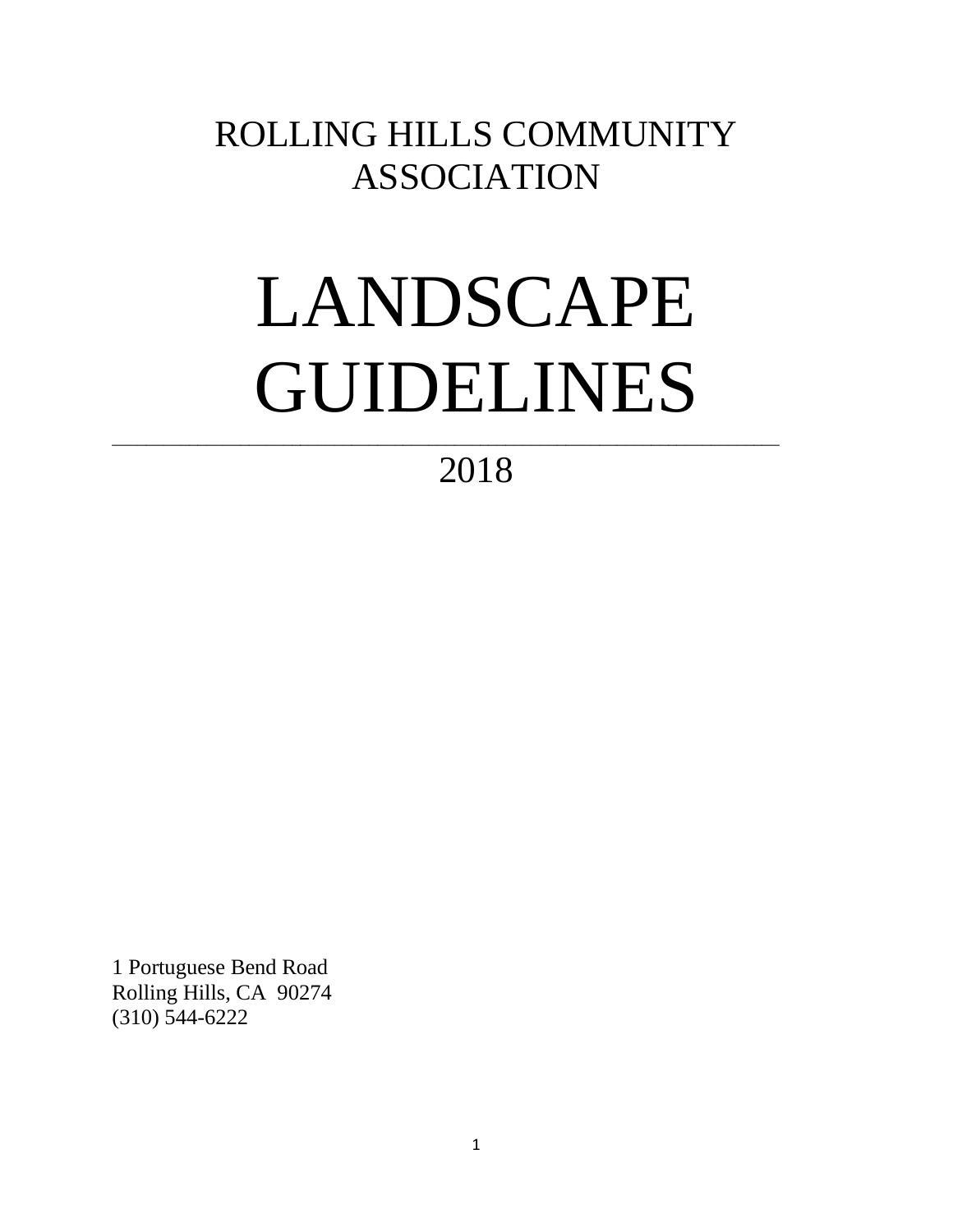# ROLLING HILLS COMMUNITY ASSOCIATION

# LANDSCAPE GUIDELINES

---

2018

1 Portuguese Bend Road
Rolling Hills, CA 90274
(310) 544-6222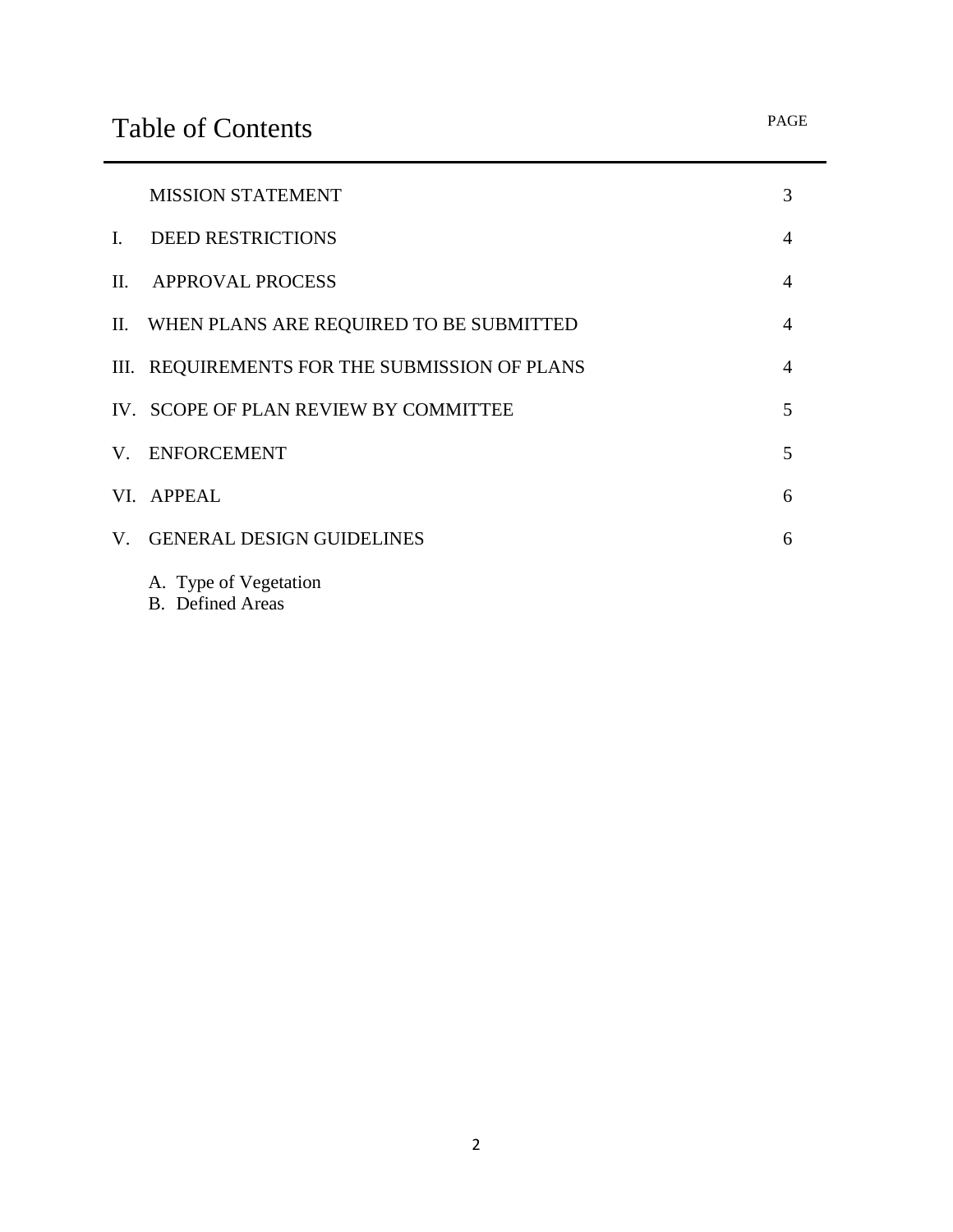# Table of Contents

| | | PAGE |
|---|---|---|
| | MISSION STATEMENT | 3 |
| I. | DEED RESTRICTIONS | 4 |
| II. | APPROVAL PROCESS | 4 |
| II. | WHEN PLANS ARE REQUIRED TO BE SUBMITTED | 4 |
| III. | REQUIREMENTS FOR THE SUBMISSION OF PLANS | 4 |
| IV. | SCOPE OF PLAN REVIEW BY COMMITTEE | 5 |
| V. | ENFORCEMENT | 5 |
| VI. | APPEAL | 6 |
| V. | GENERAL DESIGN GUIDELINES | 6 |

A. Type of Vegetation
B. Defined Areas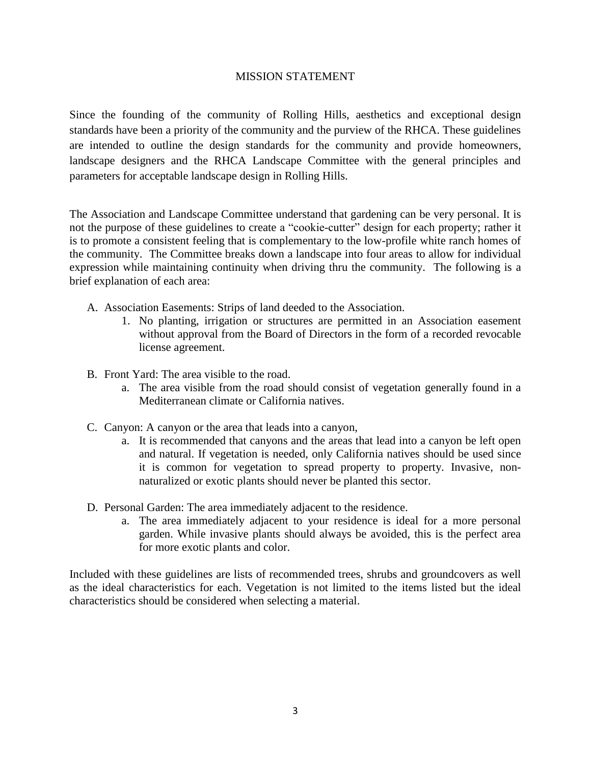# MISSION STATEMENT

Since the founding of the community of Rolling Hills, aesthetics and exceptional design standards have been a priority of the community and the purview of the RHCA. These guidelines are intended to outline the design standards for the community and provide homeowners, landscape designers and the RHCA Landscape Committee with the general principles and parameters for acceptable landscape design in Rolling Hills.

The Association and Landscape Committee understand that gardening can be very personal. It is not the purpose of these guidelines to create a "cookie-cutter" design for each property; rather it is to promote a consistent feeling that is complementary to the low-profile white ranch homes of the community. The Committee breaks down a landscape into four areas to allow for individual expression while maintaining continuity when driving thru the community. The following is a brief explanation of each area:

A. Association Easements: Strips of land deeded to the Association.
    1. No planting, irrigation or structures are permitted in an Association easement without approval from the Board of Directors in the form of a recorded revocable license agreement.

B. Front Yard: The area visible to the road.
    a. The area visible from the road should consist of vegetation generally found in a Mediterranean climate or California natives.

C. Canyon: A canyon or the area that leads into a canyon,
    a. It is recommended that canyons and the areas that lead into a canyon be left open and natural. If vegetation is needed, only California natives should be used since it is common for vegetation to spread property to property. Invasive, non-naturalized or exotic plants should never be planted this sector.

D. Personal Garden: The area immediately adjacent to the residence.
    a. The area immediately adjacent to your residence is ideal for a more personal garden. While invasive plants should always be avoided, this is the perfect area for more exotic plants and color.

Included with these guidelines are lists of recommended trees, shrubs and groundcovers as well as the ideal characteristics for each. Vegetation is not limited to the items listed but the ideal characteristics should be considered when selecting a material.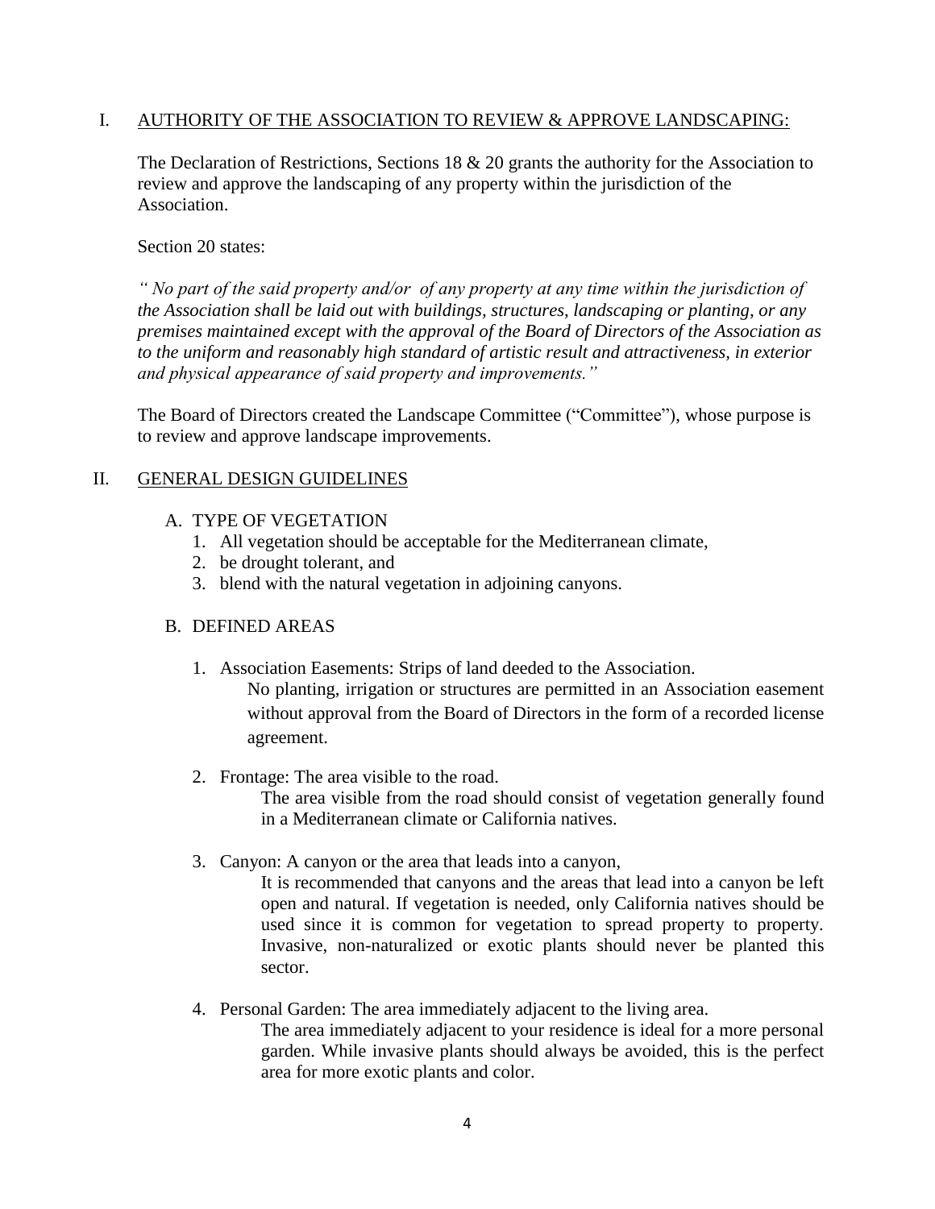## I. AUTHORITY OF THE ASSOCIATION TO REVIEW & APPROVE LANDSCAPING:

The Declaration of Restrictions, Sections 18 & 20 grants the authority for the Association to review and approve the landscaping of any property within the jurisdiction of the Association.

Section 20 states:

*" No part of the said property and/or of any property at any time within the jurisdiction of the Association shall be laid out with buildings, structures, landscaping or planting, or any premises maintained except with the approval of the Board of Directors of the Association as to the uniform and reasonably high standard of artistic result and attractiveness, in exterior and physical appearance of said property and improvements."*

The Board of Directors created the Landscape Committee ("Committee"), whose purpose is to review and approve landscape improvements.

## II. GENERAL DESIGN GUIDELINES

### A. TYPE OF VEGETATION

1. All vegetation should be acceptable for the Mediterranean climate,
2. be drought tolerant, and
3. blend with the natural vegetation in adjoining canyons.

### B. DEFINED AREAS

1. Association Easements: Strips of land deeded to the Association.

   No planting, irrigation or structures are permitted in an Association easement without approval from the Board of Directors in the form of a recorded license agreement.

2. Frontage: The area visible to the road.

   The area visible from the road should consist of vegetation generally found in a Mediterranean climate or California natives.

3. Canyon: A canyon or the area that leads into a canyon,

   It is recommended that canyons and the areas that lead into a canyon be left open and natural. If vegetation is needed, only California natives should be used since it is common for vegetation to spread property to property. Invasive, non-naturalized or exotic plants should never be planted this sector.

4. Personal Garden: The area immediately adjacent to the living area.

   The area immediately adjacent to your residence is ideal for a more personal garden. While invasive plants should always be avoided, this is the perfect area for more exotic plants and color.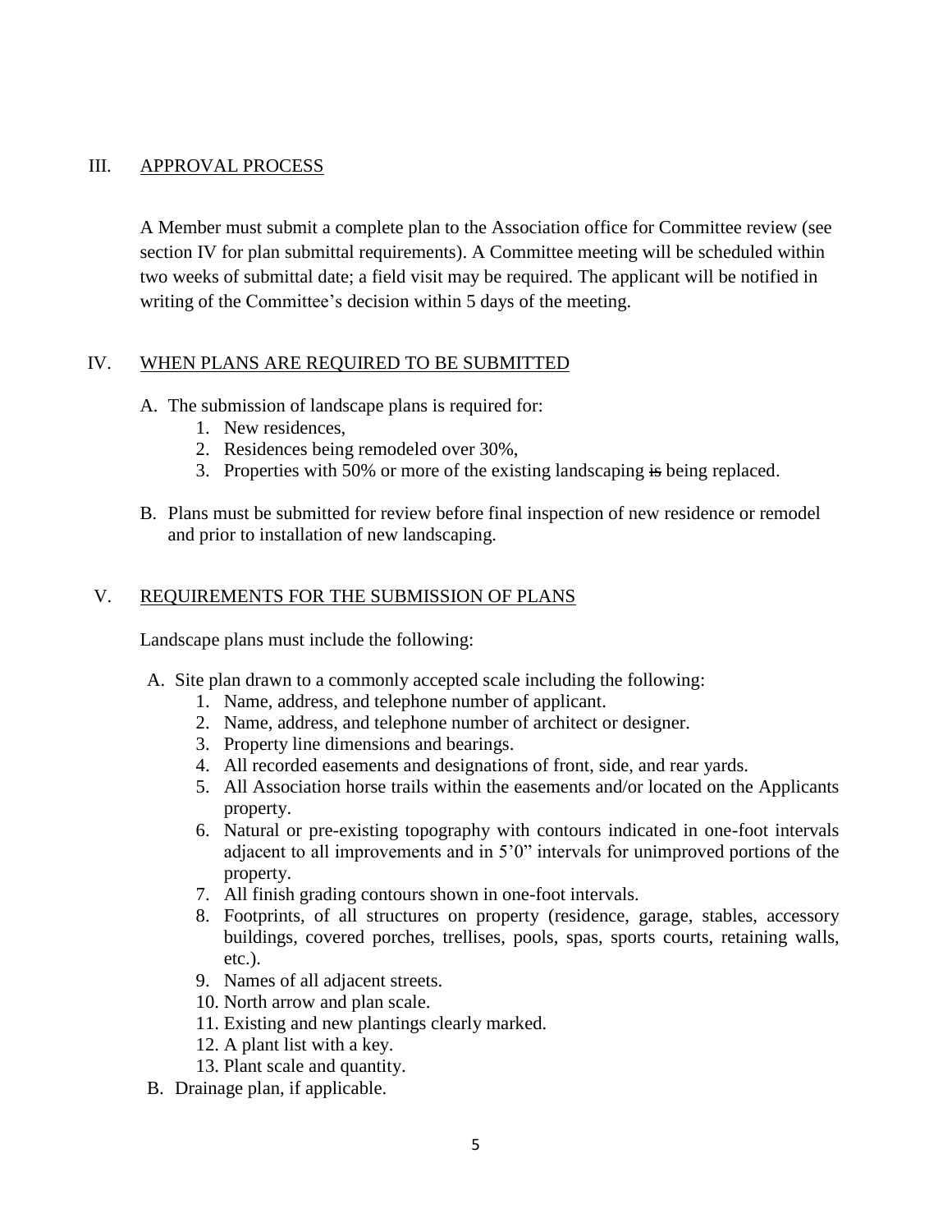## III. APPROVAL PROCESS

A Member must submit a complete plan to the Association office for Committee review (see section IV for plan submittal requirements). A Committee meeting will be scheduled within two weeks of submittal date; a field visit may be required. The applicant will be notified in writing of the Committee's decision within 5 days of the meeting.

## IV. WHEN PLANS ARE REQUIRED TO BE SUBMITTED

A. The submission of landscape plans is required for:
   1. New residences,
   2. Residences being remodeled over 30%,
   3. Properties with 50% or more of the existing landscaping ~~is~~ being replaced.

B. Plans must be submitted for review before final inspection of new residence or remodel and prior to installation of new landscaping.

## V. REQUIREMENTS FOR THE SUBMISSION OF PLANS

Landscape plans must include the following:

A. Site plan drawn to a commonly accepted scale including the following:
   1. Name, address, and telephone number of applicant.
   2. Name, address, and telephone number of architect or designer.
   3. Property line dimensions and bearings.
   4. All recorded easements and designations of front, side, and rear yards.
   5. All Association horse trails within the easements and/or located on the Applicants property.
   6. Natural or pre-existing topography with contours indicated in one-foot intervals adjacent to all improvements and in 5'0" intervals for unimproved portions of the property.
   7. All finish grading contours shown in one-foot intervals.
   8. Footprints, of all structures on property (residence, garage, stables, accessory buildings, covered porches, trellises, pools, spas, sports courts, retaining walls, etc.).
   9. Names of all adjacent streets.
   10. North arrow and plan scale.
   11. Existing and new plantings clearly marked.
   12. A plant list with a key.
   13. Plant scale and quantity.

B. Drainage plan, if applicable.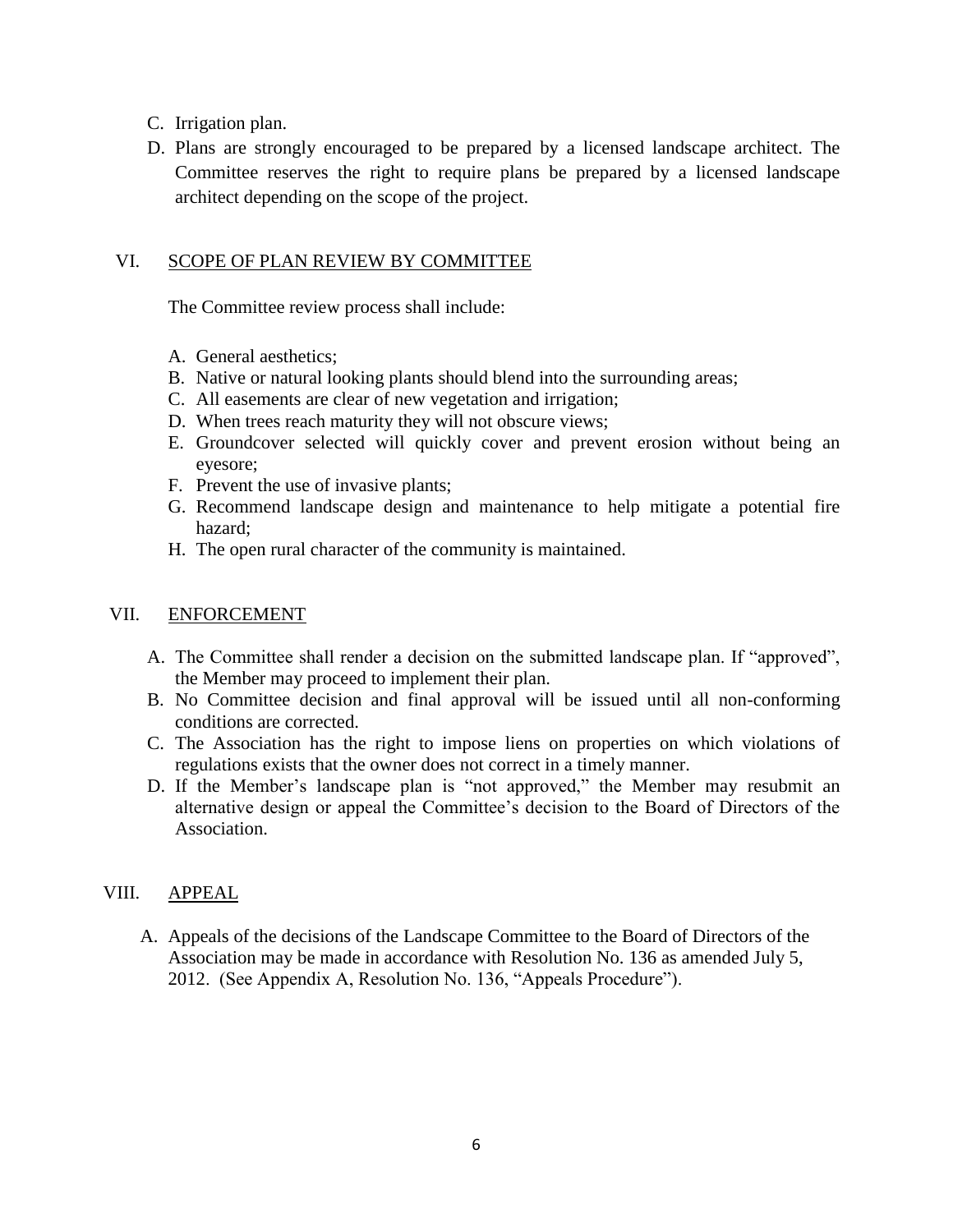C. Irrigation plan.

D. Plans are strongly encouraged to be prepared by a licensed landscape architect. The Committee reserves the right to require plans be prepared by a licensed landscape architect depending on the scope of the project.

## VI. SCOPE OF PLAN REVIEW BY COMMITTEE

The Committee review process shall include:

A. General aesthetics;
B. Native or natural looking plants should blend into the surrounding areas;
C. All easements are clear of new vegetation and irrigation;
D. When trees reach maturity they will not obscure views;
E. Groundcover selected will quickly cover and prevent erosion without being an eyesore;
F. Prevent the use of invasive plants;
G. Recommend landscape design and maintenance to help mitigate a potential fire hazard;
H. The open rural character of the community is maintained.

## VII. ENFORCEMENT

A. The Committee shall render a decision on the submitted landscape plan. If "approved", the Member may proceed to implement their plan.
B. No Committee decision and final approval will be issued until all non-conforming conditions are corrected.
C. The Association has the right to impose liens on properties on which violations of regulations exists that the owner does not correct in a timely manner.
D. If the Member's landscape plan is "not approved," the Member may resubmit an alternative design or appeal the Committee's decision to the Board of Directors of the Association.

## VIII. APPEAL

A. Appeals of the decisions of the Landscape Committee to the Board of Directors of the Association may be made in accordance with Resolution No. 136 as amended July 5, 2012. (See Appendix A, Resolution No. 136, "Appeals Procedure").